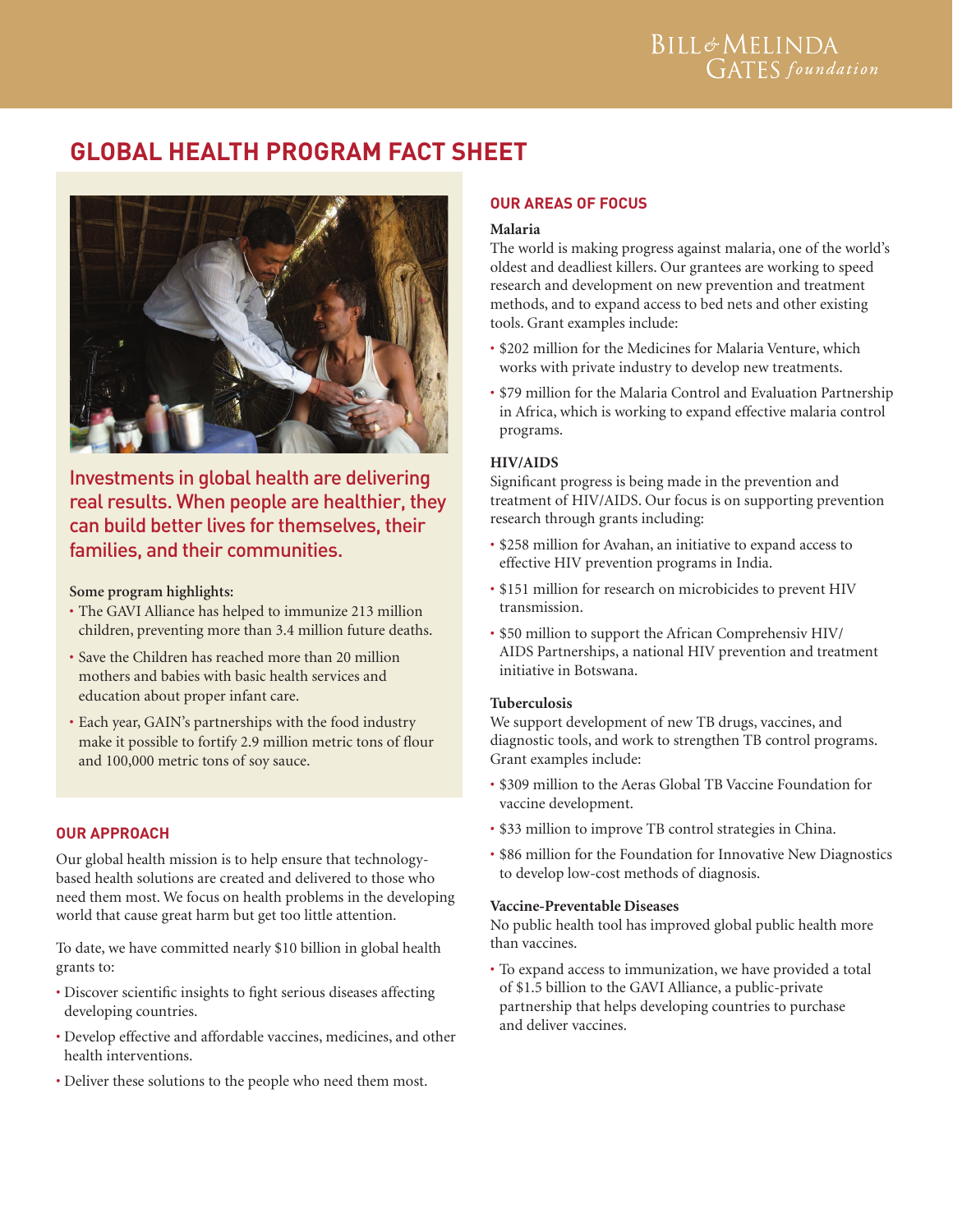BILL & MELINDA GATES foundation

# GLOBAL HEALTH PROGRAM FACT SHEET

Investments in global health are delivering real results. When people are healthier, they can build better lives for themselves, their families, and their communities.

**Some program highlights:**

- The GAVI Alliance has helped to immunize 213 million children, preventing more than 3.4 million future deaths.
- Save the Children has reached more than 20 million mothers and babies with basic health services and education about proper infant care.
- Each year, GAIN's partnerships with the food industry make it possible to fortify 2.9 million metric tons of flour and 100,000 metric tons of soy sauce.

## OUR APPROACH

Our global health mission is to help ensure that technology-based health solutions are created and delivered to those who need them most. We focus on health problems in the developing world that cause great harm but get too little attention.

To date, we have committed nearly $10 billion in global health grants to:

- Discover scientific insights to fight serious diseases affecting developing countries.
- Develop effective and affordable vaccines, medicines, and other health interventions.
- Deliver these solutions to the people who need them most.

## OUR AREAS OF FOCUS

### Malaria

The world is making progress against malaria, one of the world's oldest and deadliest killers. Our grantees are working to speed research and development on new prevention and treatment methods, and to expand access to bed nets and other existing tools. Grant examples include:

- $202 million for the Medicines for Malaria Venture, which works with private industry to develop new treatments.
- $79 million for the Malaria Control and Evaluation Partnership in Africa, which is working to expand effective malaria control programs.

### HIV/AIDS

Significant progress is being made in the prevention and treatment of HIV/AIDS. Our focus is on supporting prevention research through grants including:

- $258 million for Avahan, an initiative to expand access to effective HIV prevention programs in India.
- $151 million for research on microbicides to prevent HIV transmission.
- $50 million to support the African Comprehensiv HIV/AIDS Partnerships, a national HIV prevention and treatment initiative in Botswana.

### Tuberculosis

We support development of new TB drugs, vaccines, and diagnostic tools, and work to strengthen TB control programs. Grant examples include:

- $309 million to the Aeras Global TB Vaccine Foundation for vaccine development.
- $33 million to improve TB control strategies in China.
- $86 million for the Foundation for Innovative New Diagnostics to develop low-cost methods of diagnosis.

### Vaccine-Preventable Diseases

No public health tool has improved global public health more than vaccines.

- To expand access to immunization, we have provided a total of $1.5 billion to the GAVI Alliance, a public-private partnership that helps developing countries to purchase and deliver vaccines.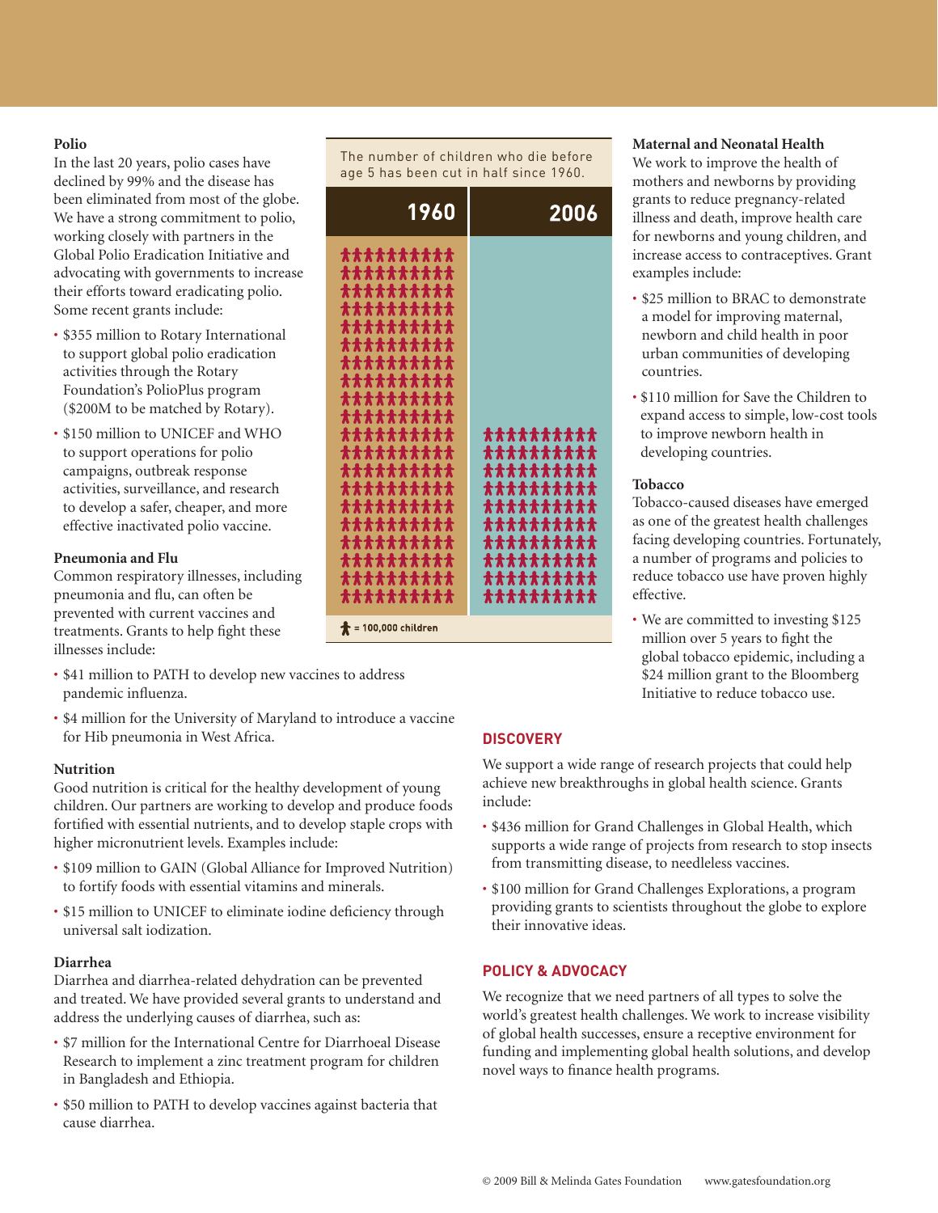**Polio**

In the last 20 years, polio cases have declined by 99% and the disease has been eliminated from most of the globe. We have a strong commitment to polio, working closely with partners in the Global Polio Eradication Initiative and advocating with governments to increase their efforts toward eradicating polio. Some recent grants include:

- $355 million to Rotary International to support global polio eradication activities through the Rotary Foundation's PolioPlus program ($200M to be matched by Rotary).
- $150 million to UNICEF and WHO to support operations for polio campaigns, outbreak response activities, surveillance, and research to develop a safer, cheaper, and more effective inactivated polio vaccine.

**Pneumonia and Flu**

Common respiratory illnesses, including pneumonia and flu, can often be prevented with current vaccines and treatments. Grants to help fight these illnesses include:

- $41 million to PATH to develop new vaccines to address pandemic influenza.
- $4 million for the University of Maryland to introduce a vaccine for Hib pneumonia in West Africa.

**Nutrition**

Good nutrition is critical for the healthy development of young children. Our partners are working to develop and produce foods fortified with essential nutrients, and to develop staple crops with higher micronutrient levels. Examples include:

- $109 million to GAIN (Global Alliance for Improved Nutrition) to fortify foods with essential vitamins and minerals.
- $15 million to UNICEF to eliminate iodine deficiency through universal salt iodization.

**Diarrhea**

Diarrhea and diarrhea-related dehydration can be prevented and treated. We have provided several grants to understand and address the underlying causes of diarrhea, such as:

- $7 million for the International Centre for Diarrhoeal Disease Research to implement a zinc treatment program for children in Bangladesh and Ethiopia.
- $50 million to PATH to develop vaccines against bacteria that cause diarrhea.

The number of children who die before age 5 has been cut in half since 1960.

1960

2006

= 100,000 children

**Maternal and Neonatal Health**

We work to improve the health of mothers and newborns by providing grants to reduce pregnancy-related illness and death, improve health care for newborns and young children, and increase access to contraceptives. Grant examples include:

- $25 million to BRAC to demonstrate a model for improving maternal, newborn and child health in poor urban communities of developing countries.
- $110 million for Save the Children to expand access to simple, low-cost tools to improve newborn health in developing countries.

**Tobacco**

Tobacco-caused diseases have emerged as one of the greatest health challenges facing developing countries. Fortunately, a number of programs and policies to reduce tobacco use have proven highly effective.

- We are committed to investing $125 million over 5 years to fight the global tobacco epidemic, including a $24 million grant to the Bloomberg Initiative to reduce tobacco use.

## DISCOVERY

We support a wide range of research projects that could help achieve new breakthroughs in global health science. Grants include:

- $436 million for Grand Challenges in Global Health, which supports a wide range of projects from research to stop insects from transmitting disease, to needleless vaccines.
- $100 million for Grand Challenges Explorations, a program providing grants to scientists throughout the globe to explore their innovative ideas.

## POLICY & ADVOCACY

We recognize that we need partners of all types to solve the world's greatest health challenges. We work to increase visibility of global health successes, ensure a receptive environment for funding and implementing global health solutions, and develop novel ways to finance health programs.

© 2009 Bill & Melinda Gates Foundation www.gatesfoundation.org